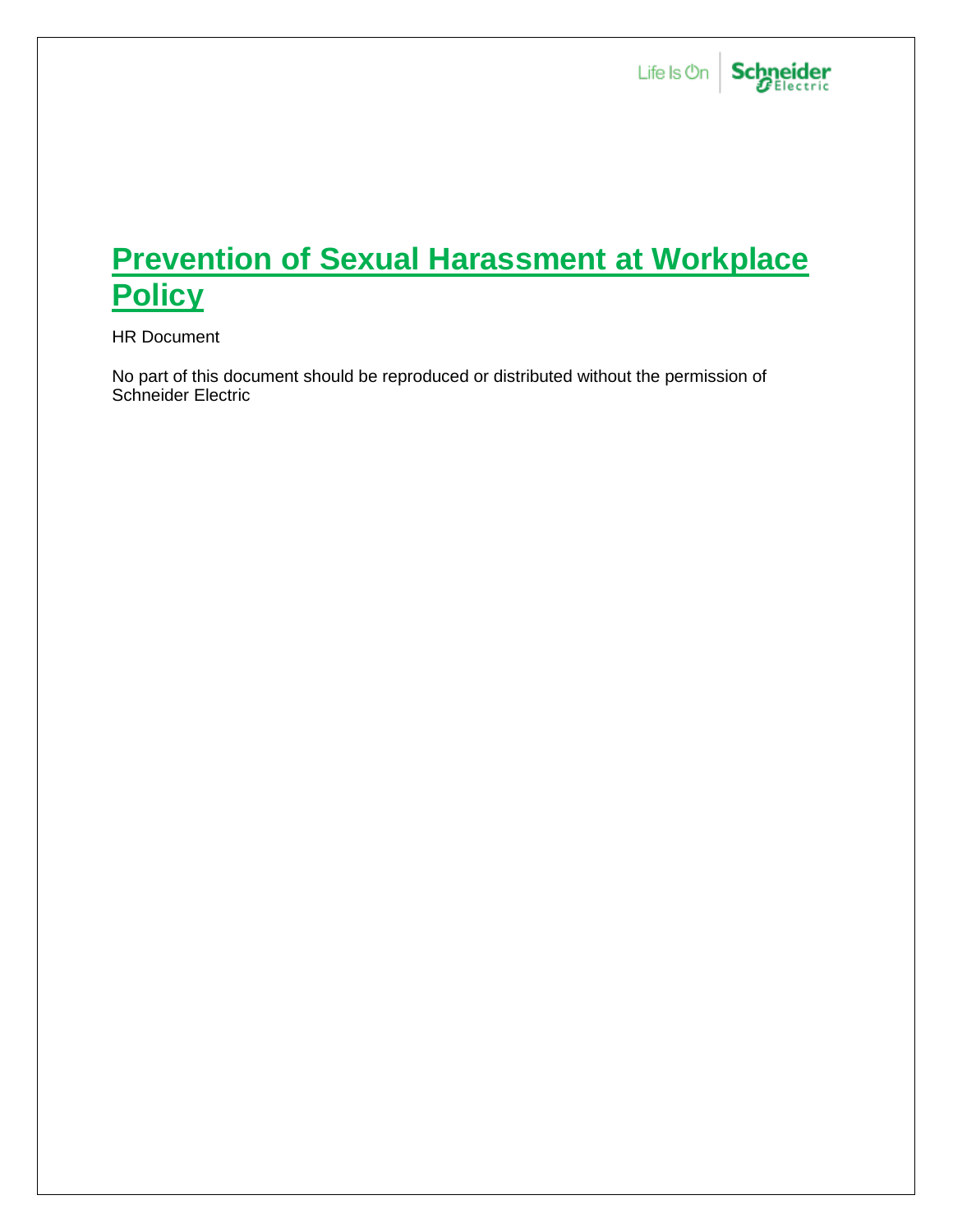# Prevention of Sexual Harassment at Workplace Policy

HR Document

No part of this document should be reproduced or distributed without the permission of Schneider Electric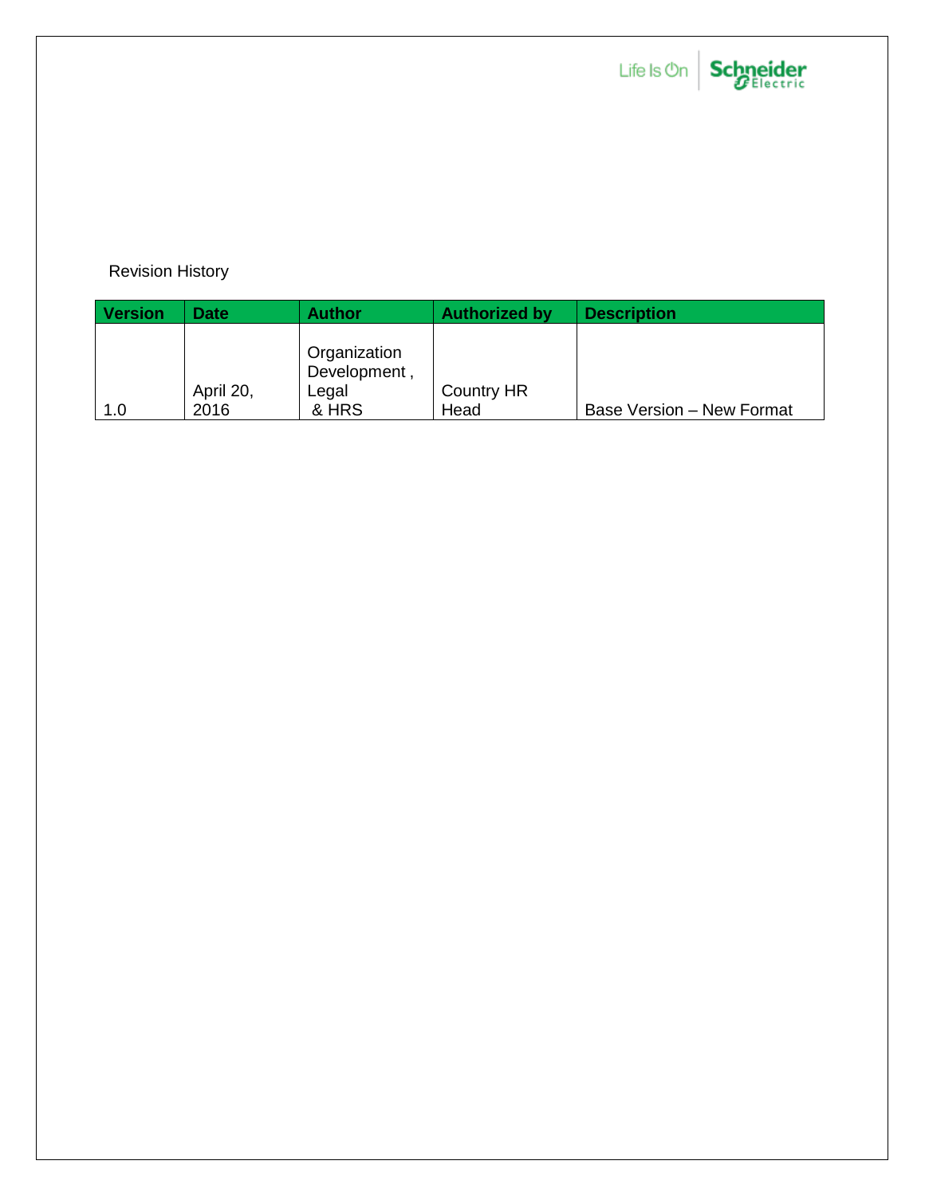Revision History

| Version | Date | Author | Authorized by | Description |
| --- | --- | --- | --- | --- |
| 1.0 | April 20, 2016 | Organization Development , Legal & HRS | Country HR Head | Base Version – New Format |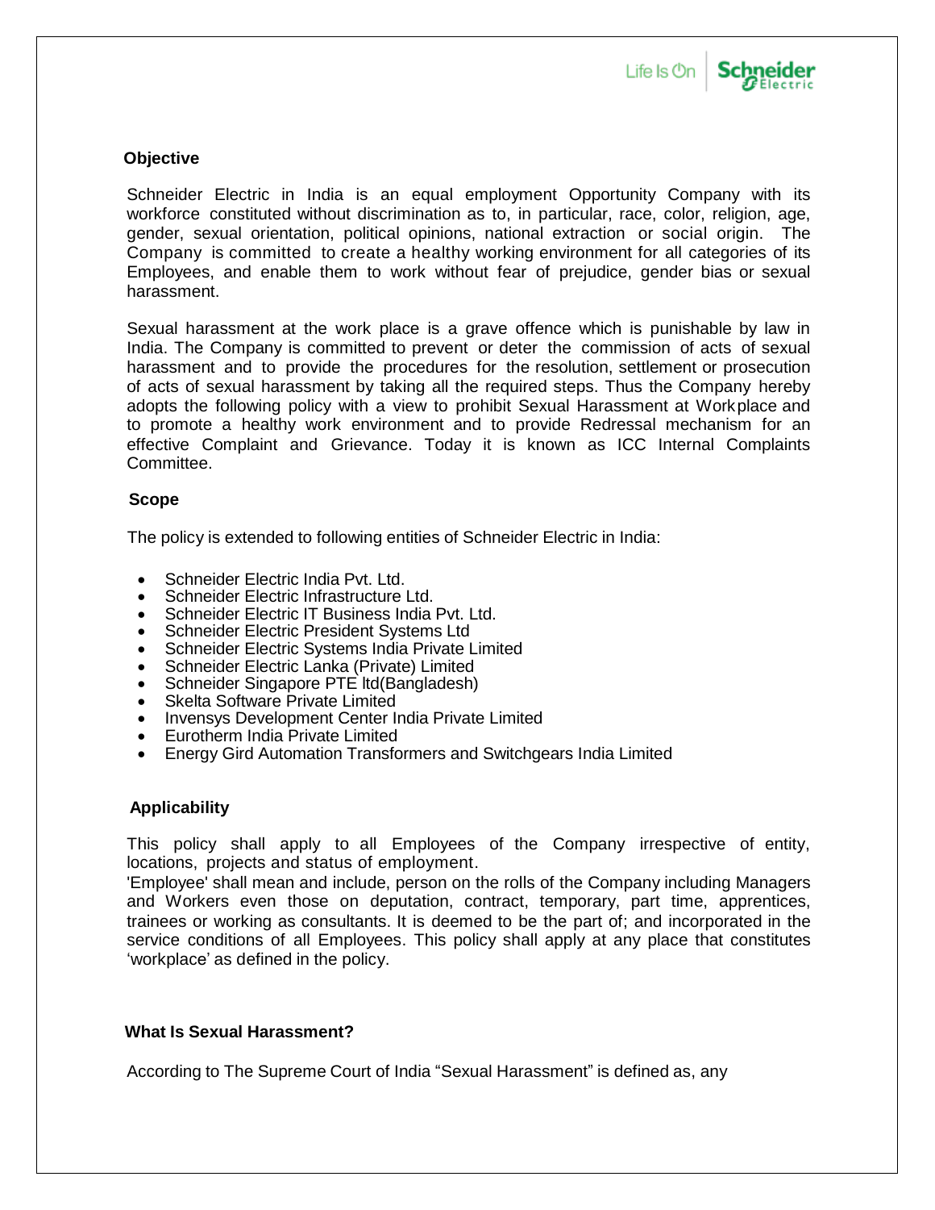## Objective

Schneider Electric in India is an equal employment Opportunity Company with its workforce constituted without discrimination as to, in particular, race, color, religion, age, gender, sexual orientation, political opinions, national extraction or social origin. The Company is committed to create a healthy working environment for all categories of its Employees, and enable them to work without fear of prejudice, gender bias or sexual harassment.

Sexual harassment at the work place is a grave offence which is punishable by law in India. The Company is committed to prevent or deter the commission of acts of sexual harassment and to provide the procedures for the resolution, settlement or prosecution of acts of sexual harassment by taking all the required steps. Thus the Company hereby adopts the following policy with a view to prohibit Sexual Harassment at Workplace and to promote a healthy work environment and to provide Redressal mechanism for an effective Complaint and Grievance. Today it is known as ICC Internal Complaints Committee.

## Scope

The policy is extended to following entities of Schneider Electric in India:

- Schneider Electric India Pvt. Ltd.
- Schneider Electric Infrastructure Ltd.
- Schneider Electric IT Business India Pvt. Ltd.
- Schneider Electric President Systems Ltd
- Schneider Electric Systems India Private Limited
- Schneider Electric Lanka (Private) Limited
- Schneider Singapore PTE ltd(Bangladesh)
- Skelta Software Private Limited
- Invensys Development Center India Private Limited
- Eurotherm India Private Limited
- Energy Gird Automation Transformers and Switchgears India Limited

## Applicability

This policy shall apply to all Employees of the Company irrespective of entity, locations, projects and status of employment.

'Employee' shall mean and include, person on the rolls of the Company including Managers and Workers even those on deputation, contract, temporary, part time, apprentices, trainees or working as consultants. It is deemed to be the part of; and incorporated in the service conditions of all Employees. This policy shall apply at any place that constitutes 'workplace' as defined in the policy.

## What Is Sexual Harassment?

According to The Supreme Court of India "Sexual Harassment" is defined as, any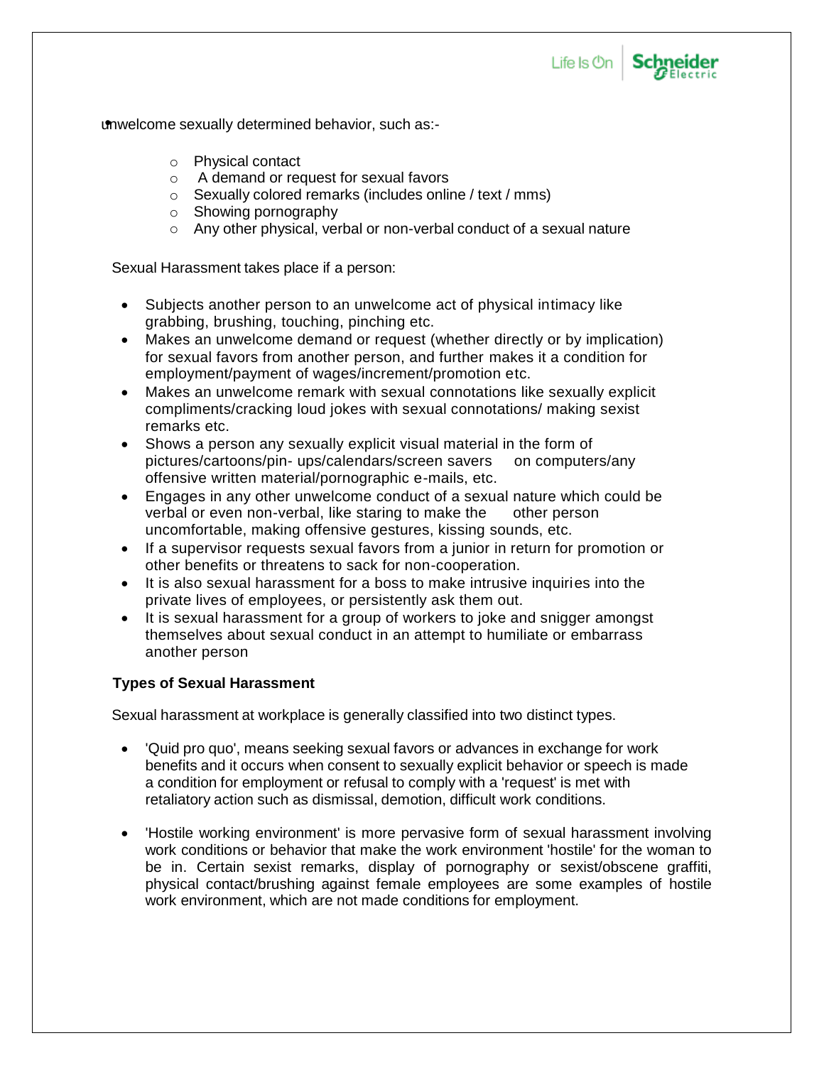- unwelcome sexually determined behavior, such as:-

    - Physical contact
    - A demand or request for sexual favors
    - Sexually colored remarks (includes online / text / mms)
    - Showing pornography
    - Any other physical, verbal or non-verbal conduct of a sexual nature

Sexual Harassment takes place if a person:

- Subjects another person to an unwelcome act of physical intimacy like grabbing, brushing, touching, pinching etc.
- Makes an unwelcome demand or request (whether directly or by implication) for sexual favors from another person, and further makes it a condition for employment/payment of wages/increment/promotion etc.
- Makes an unwelcome remark with sexual connotations like sexually explicit compliments/cracking loud jokes with sexual connotations/ making sexist remarks etc.
- Shows a person any sexually explicit visual material in the form of pictures/cartoons/pin- ups/calendars/screen savers on computers/any offensive written material/pornographic e-mails, etc.
- Engages in any other unwelcome conduct of a sexual nature which could be verbal or even non-verbal, like staring to make the other person uncomfortable, making offensive gestures, kissing sounds, etc.
- If a supervisor requests sexual favors from a junior in return for promotion or other benefits or threatens to sack for non-cooperation.
- It is also sexual harassment for a boss to make intrusive inquiries into the private lives of employees, or persistently ask them out.
- It is sexual harassment for a group of workers to joke and snigger amongst themselves about sexual conduct in an attempt to humiliate or embarrass another person

**Types of Sexual Harassment**

Sexual harassment at workplace is generally classified into two distinct types.

- 'Quid pro quo', means seeking sexual favors or advances in exchange for work benefits and it occurs when consent to sexually explicit behavior or speech is made a condition for employment or refusal to comply with a 'request' is met with retaliatory action such as dismissal, demotion, difficult work conditions.

- 'Hostile working environment' is more pervasive form of sexual harassment involving work conditions or behavior that make the work environment 'hostile' for the woman to be in. Certain sexist remarks, display of pornography or sexist/obscene graffiti, physical contact/brushing against female employees are some examples of hostile work environment, which are not made conditions for employment.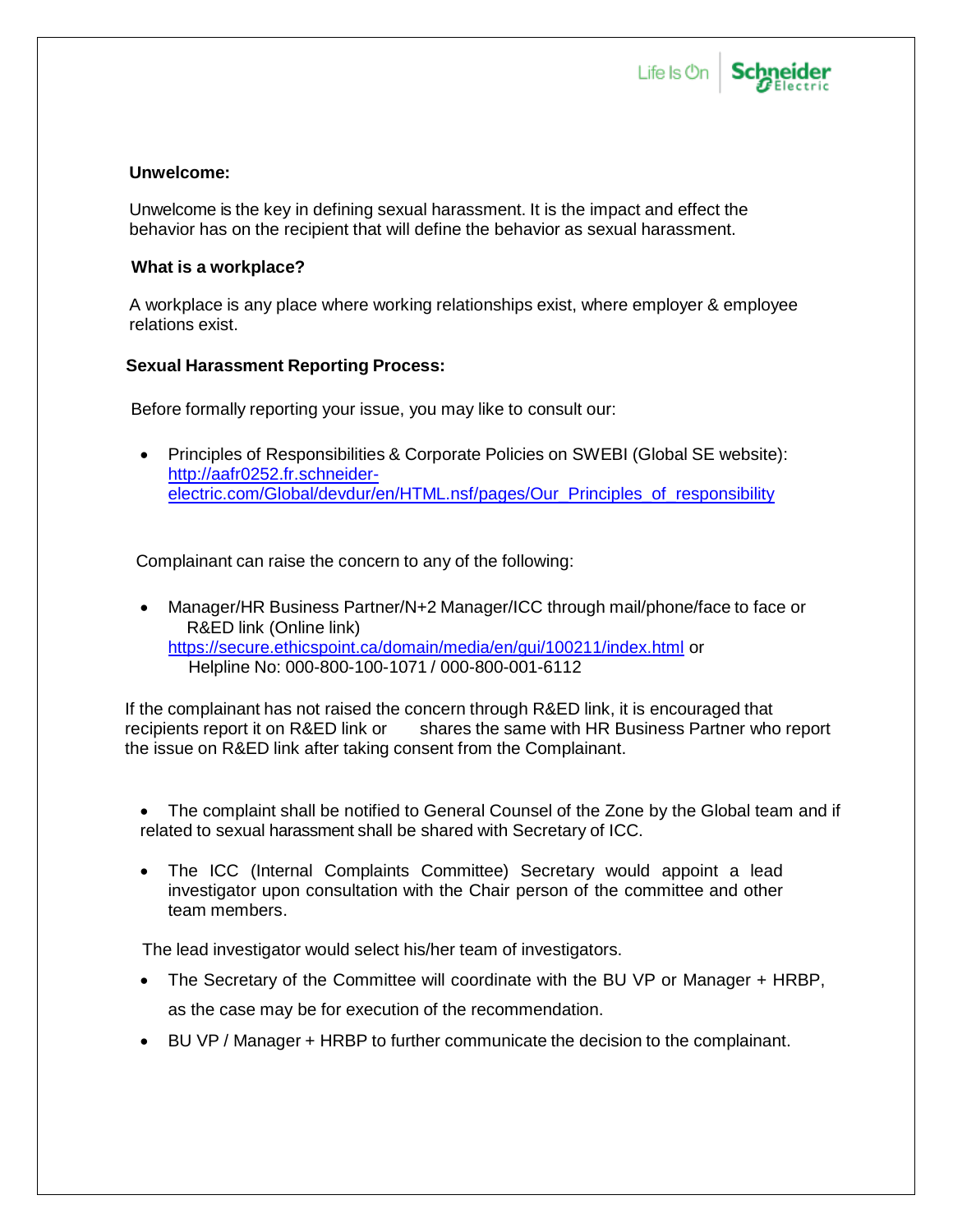**Unwelcome:**

Unwelcome is the key in defining sexual harassment. It is the impact and effect the behavior has on the recipient that will define the behavior as sexual harassment.

**What is a workplace?**

A workplace is any place where working relationships exist, where employer & employee relations exist.

**Sexual Harassment Reporting Process:**

Before formally reporting your issue, you may like to consult our:

- Principles of Responsibilities & Corporate Policies on SWEBI (Global SE website): http://aafr0252.fr.schneider-electric.com/Global/devdur/en/HTML.nsf/pages/Our_Principles_of_responsibility

Complainant can raise the concern to any of the following:

- Manager/HR Business Partner/N+2 Manager/ICC through mail/phone/face to face or R&ED link (Online link) https://secure.ethicspoint.ca/domain/media/en/gui/100211/index.html or Helpline No: 000-800-100-1071 / 000-800-001-6112

If the complainant has not raised the concern through R&ED link, it is encouraged that recipients report it on R&ED link or shares the same with HR Business Partner who report the issue on R&ED link after taking consent from the Complainant.

- The complaint shall be notified to General Counsel of the Zone by the Global team and if related to sexual harassment shall be shared with Secretary of ICC.
- The ICC (Internal Complaints Committee) Secretary would appoint a lead investigator upon consultation with the Chair person of the committee and other team members.

The lead investigator would select his/her team of investigators.

- The Secretary of the Committee will coordinate with the BU VP or Manager + HRBP, as the case may be for execution of the recommendation.
- BU VP / Manager + HRBP to further communicate the decision to the complainant.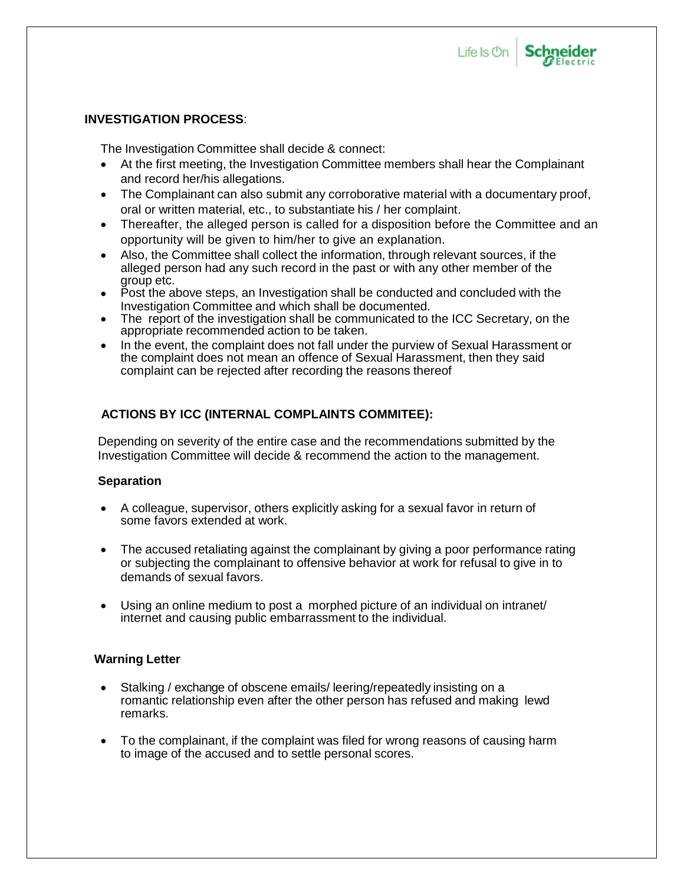**INVESTIGATION PROCESS**:

The Investigation Committee shall decide & connect:

- At the first meeting, the Investigation Committee members shall hear the Complainant and record her/his allegations.
- The Complainant can also submit any corroborative material with a documentary proof, oral or written material, etc., to substantiate his / her complaint.
- Thereafter, the alleged person is called for a disposition before the Committee and an opportunity will be given to him/her to give an explanation.
- Also, the Committee shall collect the information, through relevant sources, if the alleged person had any such record in the past or with any other member of the group etc.
- Post the above steps, an Investigation shall be conducted and concluded with the Investigation Committee and which shall be documented.
- The report of the investigation shall be communicated to the ICC Secretary, on the appropriate recommended action to be taken.
- In the event, the complaint does not fall under the purview of Sexual Harassment or the complaint does not mean an offence of Sexual Harassment, then they said complaint can be rejected after recording the reasons thereof

**ACTIONS BY ICC (INTERNAL COMPLAINTS COMMITEE):**

Depending on severity of the entire case and the recommendations submitted by the Investigation Committee will decide & recommend the action to the management.

**Separation**

- A colleague, supervisor, others explicitly asking for a sexual favor in return of some favors extended at work.
- The accused retaliating against the complainant by giving a poor performance rating or subjecting the complainant to offensive behavior at work for refusal to give in to demands of sexual favors.
- Using an online medium to post a morphed picture of an individual on intranet/ internet and causing public embarrassment to the individual.

**Warning Letter**

- Stalking / exchange of obscene emails/ leering/repeatedly insisting on a romantic relationship even after the other person has refused and making lewd remarks.
- To the complainant, if the complaint was filed for wrong reasons of causing harm to image of the accused and to settle personal scores.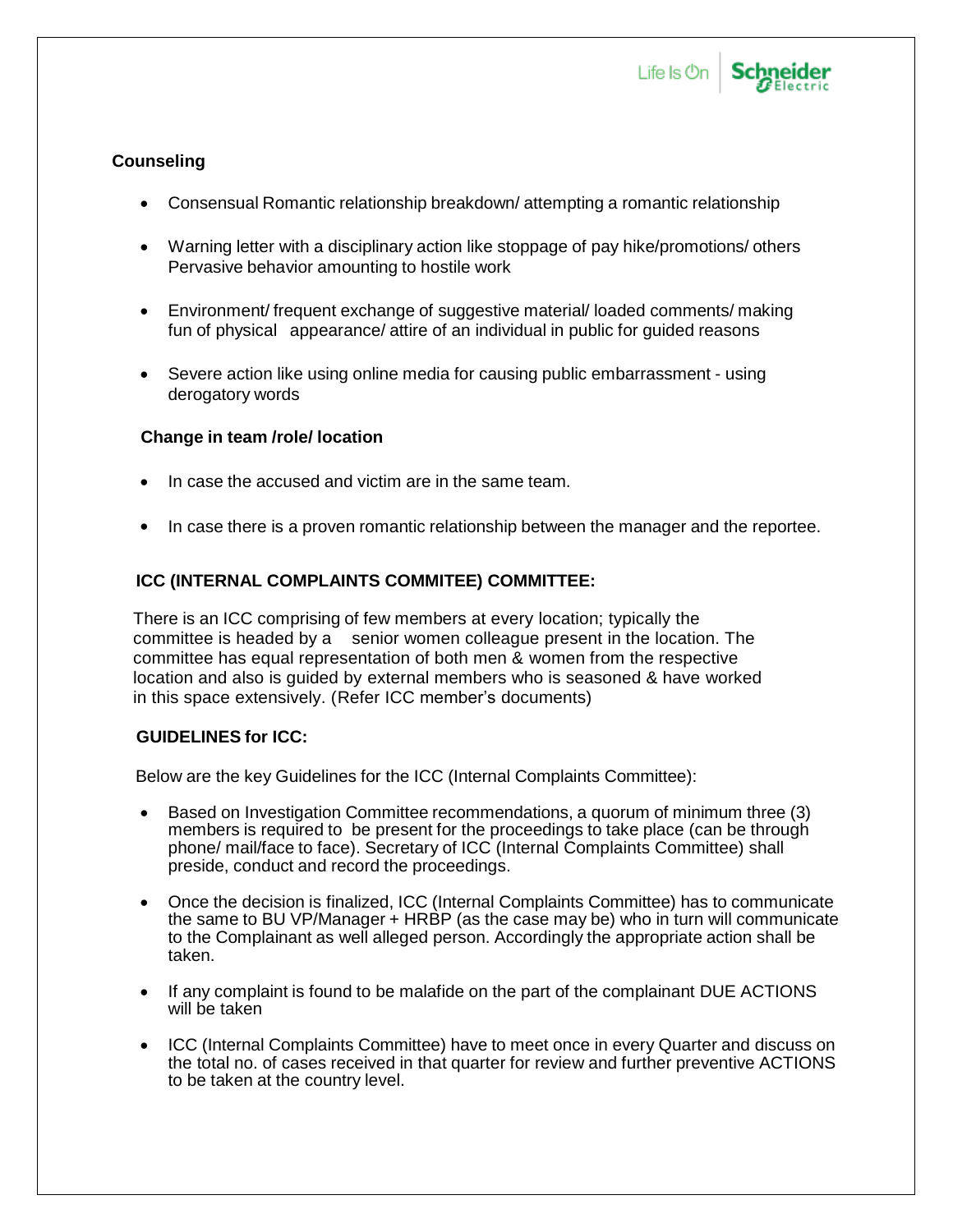**Counseling**

- Consensual Romantic relationship breakdown/ attempting a romantic relationship
- Warning letter with a disciplinary action like stoppage of pay hike/promotions/ others Pervasive behavior amounting to hostile work
- Environment/ frequent exchange of suggestive material/ loaded comments/ making fun of physical appearance/ attire of an individual in public for guided reasons
- Severe action like using online media for causing public embarrassment - using derogatory words

**Change in team /role/ location**

- In case the accused and victim are in the same team.
- In case there is a proven romantic relationship between the manager and the reportee.

**ICC (INTERNAL COMPLAINTS COMMITEE) COMMITTEE:**

There is an ICC comprising of few members at every location; typically the committee is headed by a senior women colleague present in the location. The committee has equal representation of both men & women from the respective location and also is guided by external members who is seasoned & have worked in this space extensively. (Refer ICC member's documents)

**GUIDELINES for ICC:**

Below are the key Guidelines for the ICC (Internal Complaints Committee):

- Based on Investigation Committee recommendations, a quorum of minimum three (3) members is required to be present for the proceedings to take place (can be through phone/ mail/face to face). Secretary of ICC (Internal Complaints Committee) shall preside, conduct and record the proceedings.
- Once the decision is finalized, ICC (Internal Complaints Committee) has to communicate the same to BU VP/Manager + HRBP (as the case may be) who in turn will communicate to the Complainant as well alleged person. Accordingly the appropriate action shall be taken.
- If any complaint is found to be malafide on the part of the complainant DUE ACTIONS will be taken
- ICC (Internal Complaints Committee) have to meet once in every Quarter and discuss on the total no. of cases received in that quarter for review and further preventive ACTIONS to be taken at the country level.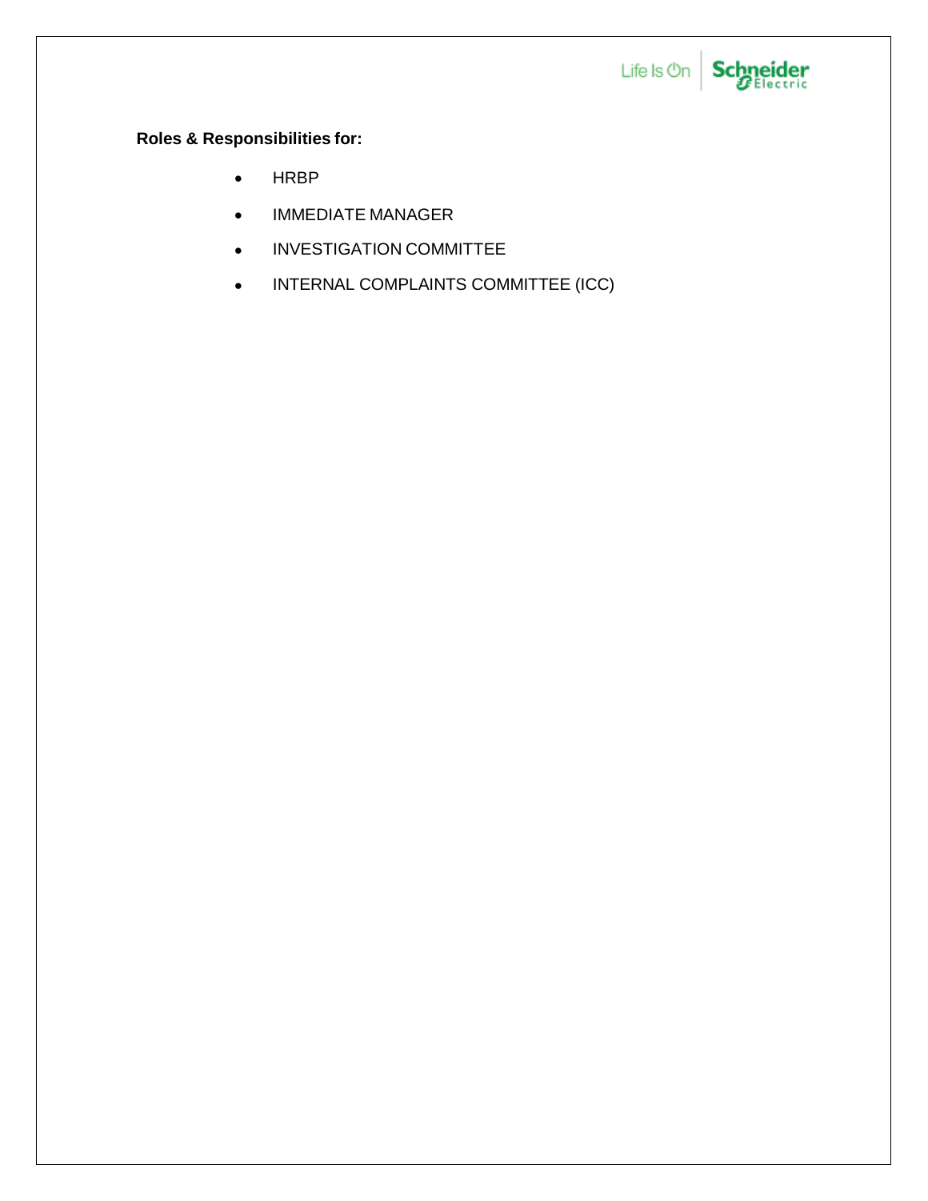**Roles & Responsibilities for:**

- HRBP
- IMMEDIATE MANAGER
- INVESTIGATION COMMITTEE
- INTERNAL COMPLAINTS COMMITTEE (ICC)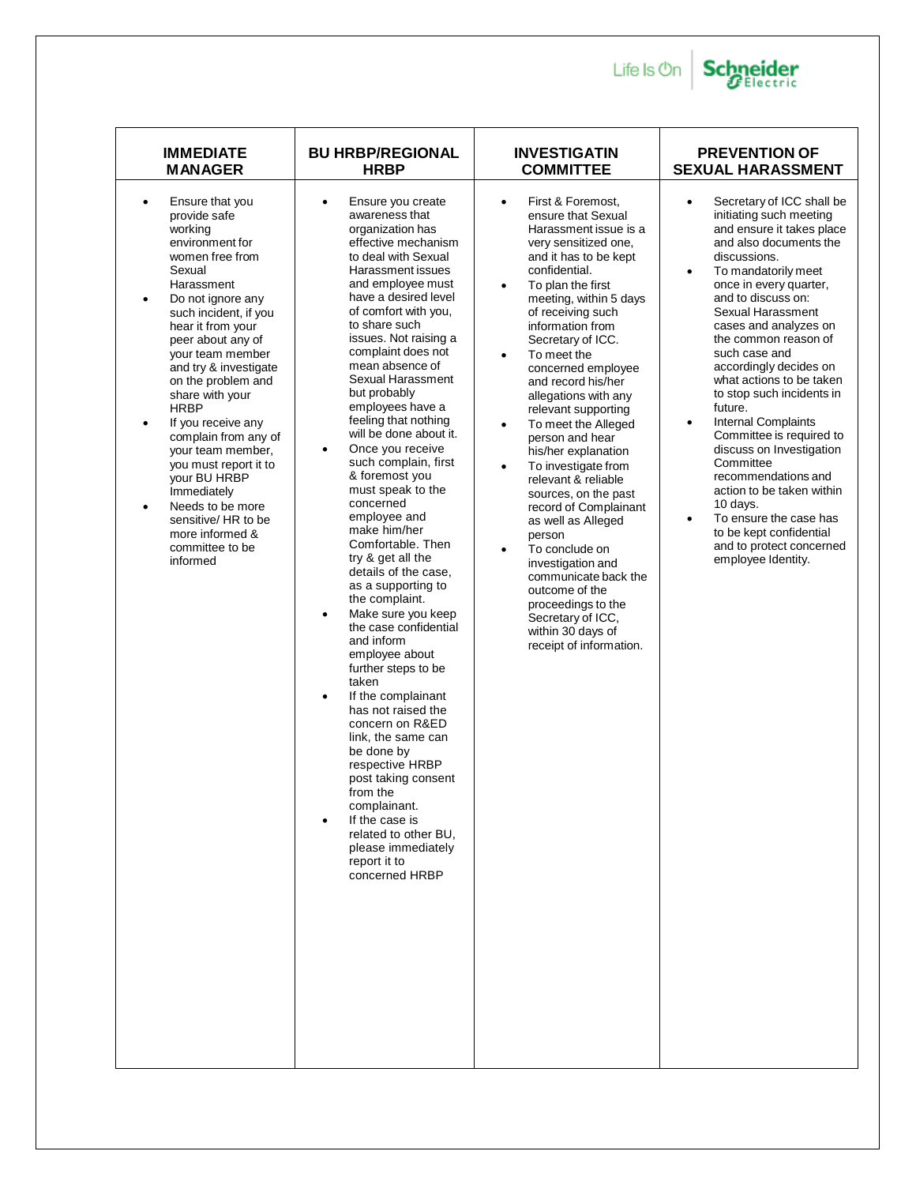| IMMEDIATE MANAGER | BU HRBP/REGIONAL HRBP | INVESTIGATIN COMMITTEE | PREVENTION OF SEXUAL HARASSMENT |
|---|---|---|---|
| • Ensure that you provide safe working environment for women free from Sexual Harassment<br>• Do not ignore any such incident, if you hear it from your peer about any of your team member and try & investigate on the problem and share with your HRBP<br>• If you receive any complain from any of your team member, you must report it to your BU HRBP Immediately<br>• Needs to be more sensitive/ HR to be more informed & committee to be informed | • Ensure you create awareness that organization has effective mechanism to deal with Sexual Harassment issues and employee must have a desired level of comfort with you, to share such issues. Not raising a complaint does not mean absence of Sexual Harassment but probably employees have a feeling that nothing will be done about it.<br>• Once you receive such complain, first & foremost you must speak to the concerned employee and make him/her Comfortable. Then try & get all the details of the case, as a supporting to the complaint.<br>• Make sure you keep the case confidential and inform employee about further steps to be taken<br>• If the complainant has not raised the concern on R&ED link, the same can be done by respective HRBP post taking consent from the complainant.<br>• If the case is related to other BU, please immediately report it to concerned HRBP | • First & Foremost, ensure that Sexual Harassment issue is a very sensitized one, and it has to be kept confidential.<br>• To plan the first meeting, within 5 days of receiving such information from Secretary of ICC.<br>• To meet the concerned employee and record his/her allegations with any relevant supporting<br>• To meet the Alleged person and hear his/her explanation<br>• To investigate from relevant & reliable sources, on the past record of Complainant as well as Alleged person<br>• To conclude on investigation and communicate back the outcome of the proceedings to the Secretary of ICC, within 30 days of receipt of information. | • Secretary of ICC shall be initiating such meeting and ensure it takes place and also documents the discussions.<br>• To mandatorily meet once in every quarter, and to discuss on: Sexual Harassment cases and analyzes on the common reason of such case and accordingly decides on what actions to be taken to stop such incidents in future.<br>• Internal Complaints Committee is required to discuss on Investigation Committee recommendations and action to be taken within 10 days.<br>• To ensure the case has to be kept confidential and to protect concerned employee Identity. |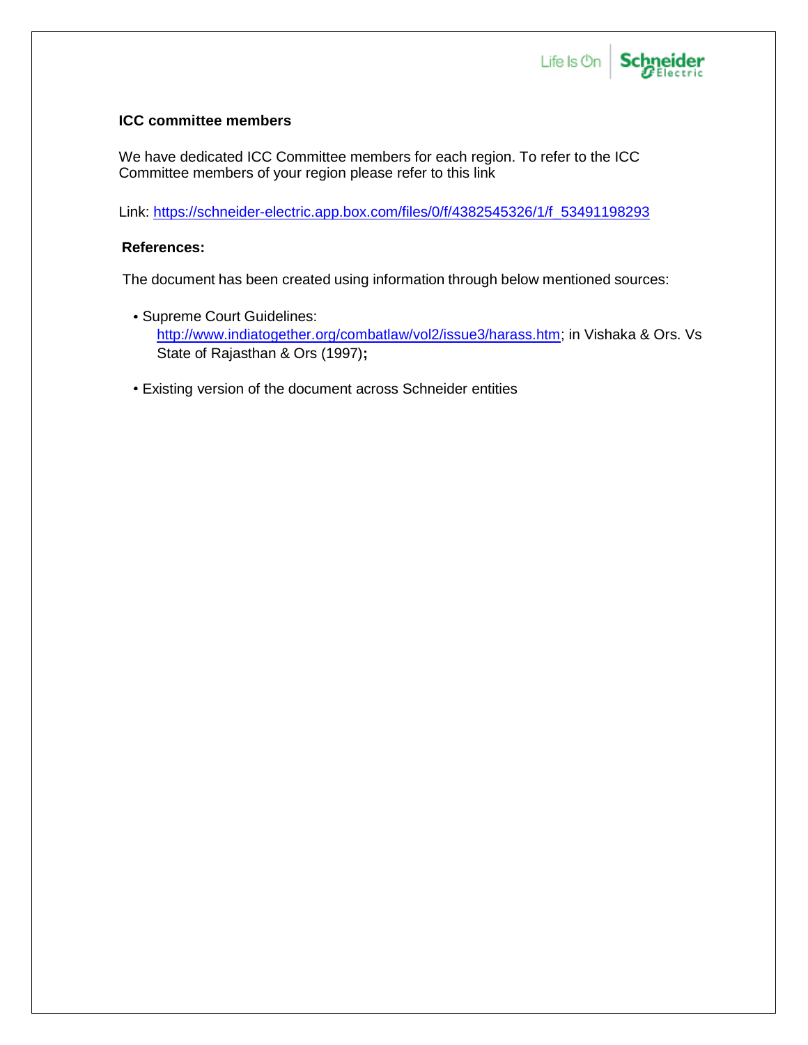**ICC committee members**

We have dedicated ICC Committee members for each region. To refer to the ICC Committee members of your region please refer to this link

Link: https://schneider-electric.app.box.com/files/0/f/4382545326/1/f_53491198293

**References:**

The document has been created using information through below mentioned sources:

- Supreme Court Guidelines: http://www.indiatogether.org/combatlaw/vol2/issue3/harass.htm; in Vishaka & Ors. Vs State of Rajasthan & Ors (1997)**;**
- Existing version of the document across Schneider entities